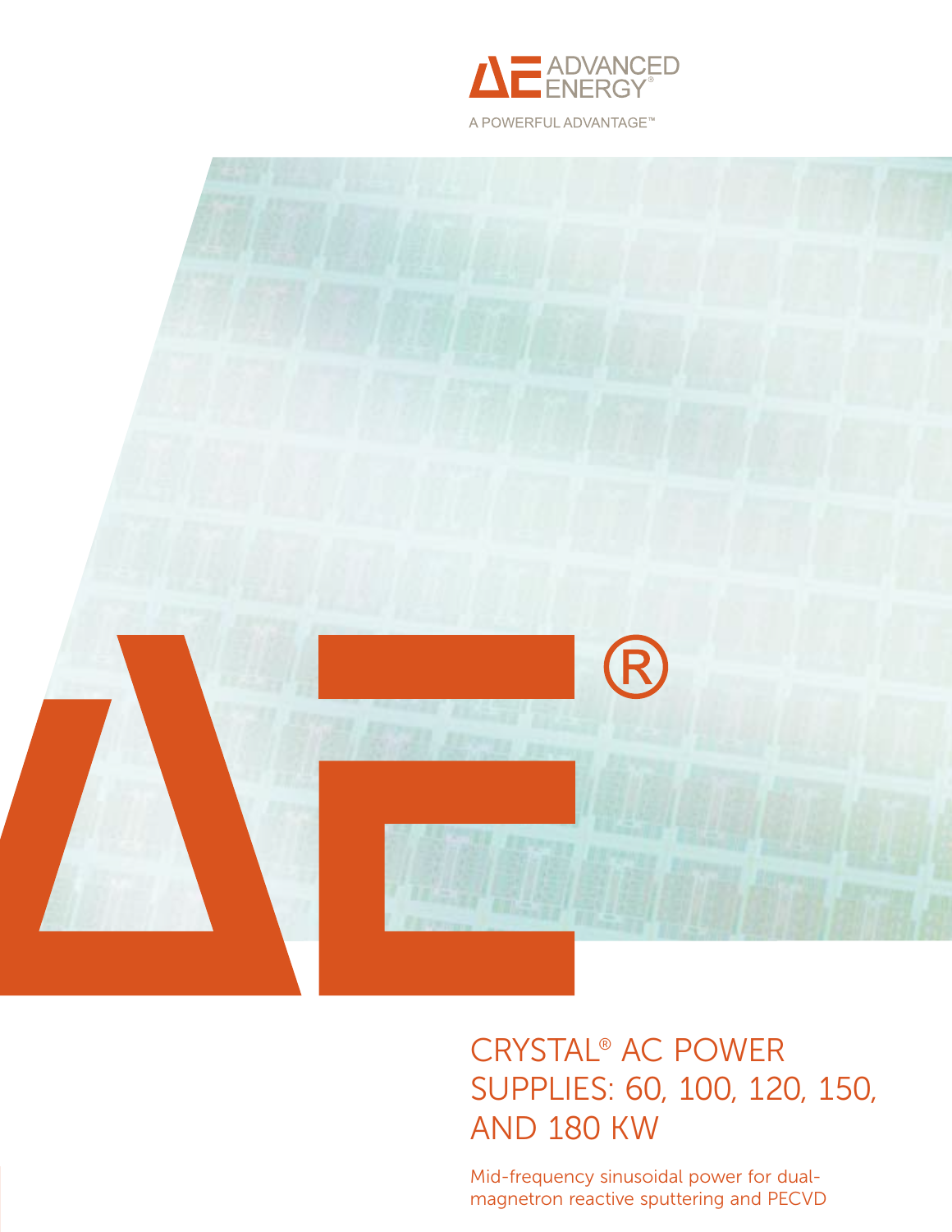ADVANCED ENERGY®

A POWERFUL ADVANTAGE™

# CRYSTAL® AC POWER SUPPLIES: 60, 100, 120, 150, AND 180 KW

Mid-frequency sinusoidal power for dual-magnetron reactive sputtering and PECVD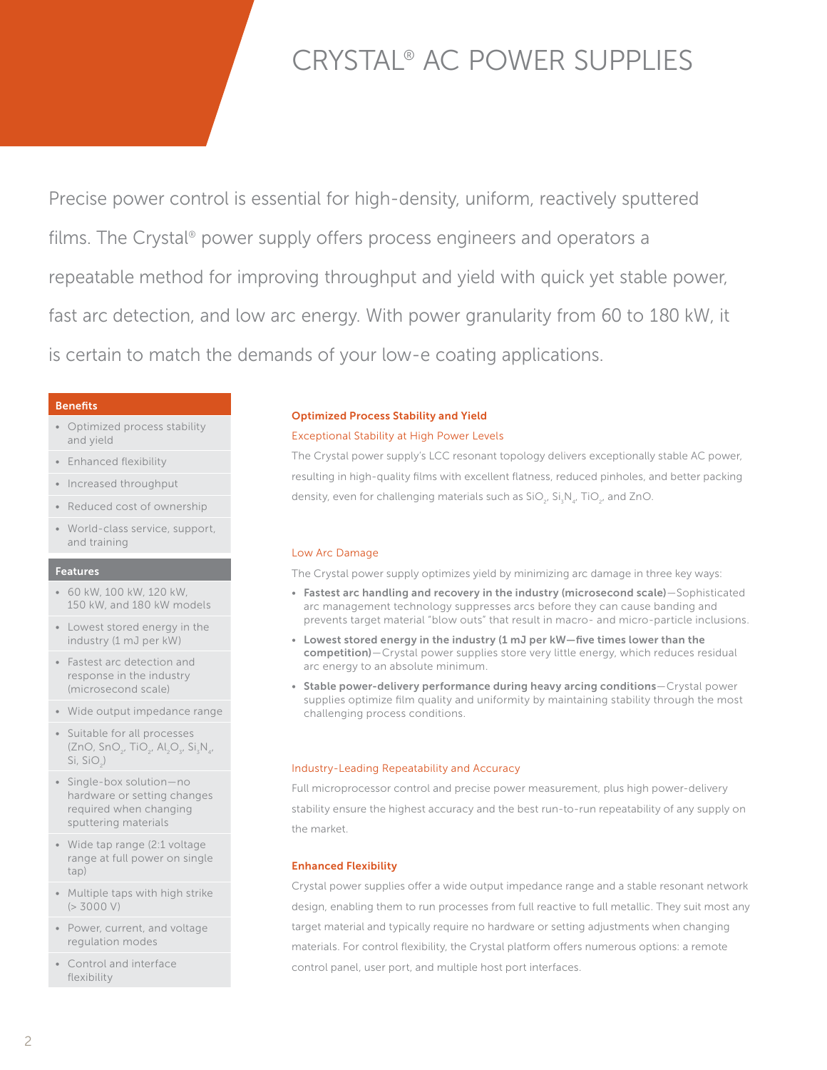# CRYSTAL® AC POWER SUPPLIES

Precise power control is essential for high-density, uniform, reactively sputtered films. The Crystal® power supply offers process engineers and operators a repeatable method for improving throughput and yield with quick yet stable power, fast arc detection, and low arc energy. With power granularity from 60 to 180 kW, it is certain to match the demands of your low-e coating applications.

### Benefits

- Optimized process stability and yield
- Enhanced flexibility
- Increased throughput
- Reduced cost of ownership
- World-class service, support, and training

### Features

- 60 kW, 100 kW, 120 kW, 150 kW, and 180 kW models
- Lowest stored energy in the industry (1 mJ per kW)
- Fastest arc detection and response in the industry (microsecond scale)
- Wide output impedance range
- Suitable for all processes (ZnO, $SnO_2$, $TiO_2$, $Al_2O_3$, $Si_3N_4$, Si, $SiO_2$)
- Single-box solution—no hardware or setting changes required when changing sputtering materials
- Wide tap range (2:1 voltage range at full power on single tap)
- Multiple taps with high strike (> 3000 V)
- Power, current, and voltage regulation modes
- Control and interface flexibility

## Optimized Process Stability and Yield

### Exceptional Stability at High Power Levels

The Crystal power supply's LCC resonant topology delivers exceptionally stable AC power, resulting in high-quality films with excellent flatness, reduced pinholes, and better packing density, even for challenging materials such as $SiO_2$, $Si_3N_4$, $TiO_2$, and ZnO.

### Low Arc Damage

The Crystal power supply optimizes yield by minimizing arc damage in three key ways:

- **Fastest arc handling and recovery in the industry (microsecond scale)**—Sophisticated arc management technology suppresses arcs before they can cause banding and prevents target material "blow outs" that result in macro- and micro-particle inclusions.
- **Lowest stored energy in the industry (1 mJ per kW—five times lower than the competition)**—Crystal power supplies store very little energy, which reduces residual arc energy to an absolute minimum.
- **Stable power-delivery performance during heavy arcing conditions**—Crystal power supplies optimize film quality and uniformity by maintaining stability through the most challenging process conditions.

### Industry-Leading Repeatability and Accuracy

Full microprocessor control and precise power measurement, plus high power-delivery stability ensure the highest accuracy and the best run-to-run repeatability of any supply on the market.

## Enhanced Flexibility

Crystal power supplies offer a wide output impedance range and a stable resonant network design, enabling them to run processes from full reactive to full metallic. They suit most any target material and typically require no hardware or setting adjustments when changing materials. For control flexibility, the Crystal platform offers numerous options: a remote control panel, user port, and multiple host port interfaces.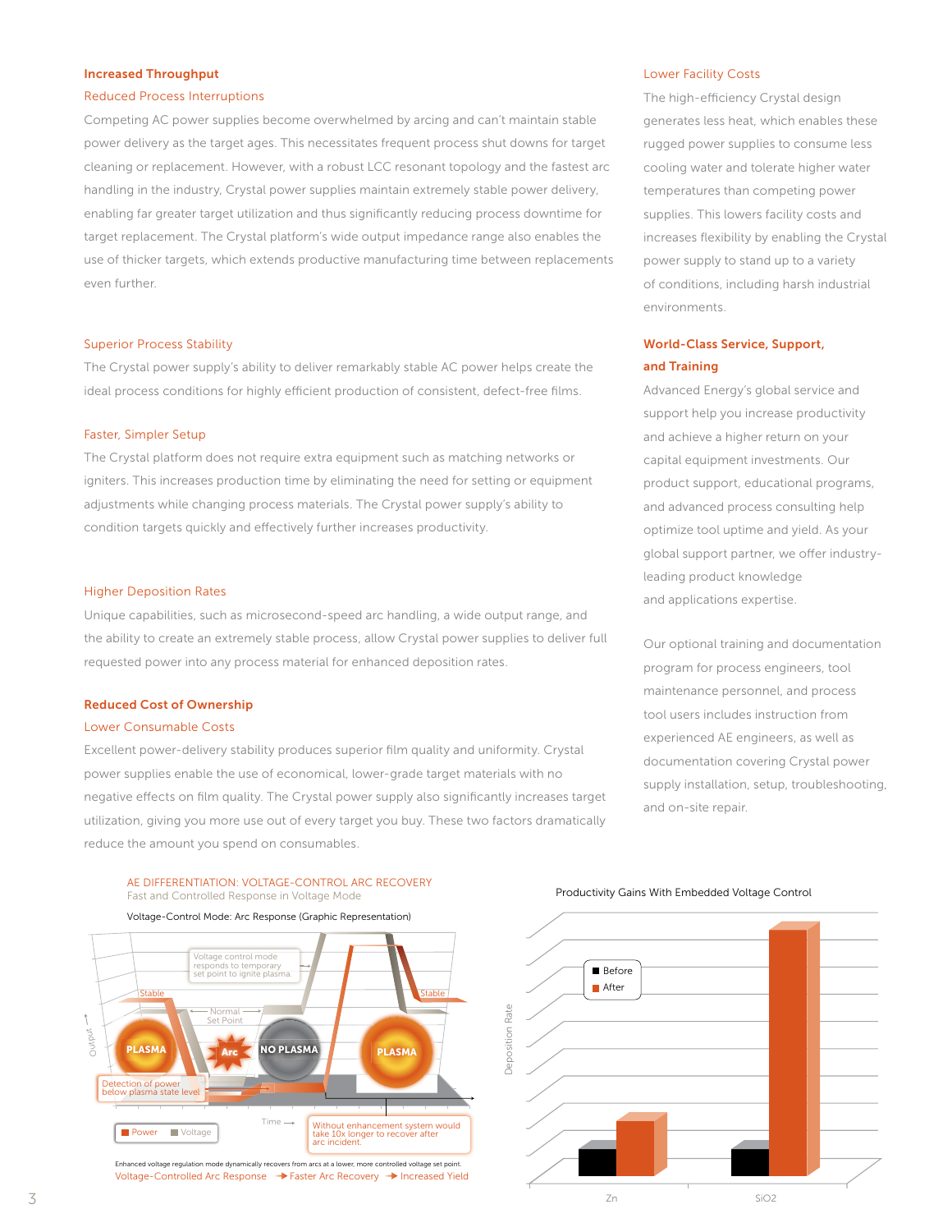## Increased Throughput

### Reduced Process Interruptions

Competing AC power supplies become overwhelmed by arcing and can't maintain stable power delivery as the target ages. This necessitates frequent process shut downs for target cleaning or replacement. However, with a robust LCC resonant topology and the fastest arc handling in the industry, Crystal power supplies maintain extremely stable power delivery, enabling far greater target utilization and thus significantly reducing process downtime for target replacement. The Crystal platform's wide output impedance range also enables the use of thicker targets, which extends productive manufacturing time between replacements even further.

### Superior Process Stability

The Crystal power supply's ability to deliver remarkably stable AC power helps create the ideal process conditions for highly efficient production of consistent, defect-free films.

### Faster, Simpler Setup

The Crystal platform does not require extra equipment such as matching networks or igniters. This increases production time by eliminating the need for setting or equipment adjustments while changing process materials. The Crystal power supply's ability to condition targets quickly and effectively further increases productivity.

### Higher Deposition Rates

Unique capabilities, such as microsecond-speed arc handling, a wide output range, and the ability to create an extremely stable process, allow Crystal power supplies to deliver full requested power into any process material for enhanced deposition rates.

## Reduced Cost of Ownership

### Lower Consumable Costs

Excellent power-delivery stability produces superior film quality and uniformity. Crystal power supplies enable the use of economical, lower-grade target materials with no negative effects on film quality. The Crystal power supply also significantly increases target utilization, giving you more use out of every target you buy. These two factors dramatically reduce the amount you spend on consumables.

### Lower Facility Costs

The high-efficiency Crystal design generates less heat, which enables these rugged power supplies to consume less cooling water and tolerate higher water temperatures than competing power supplies. This lowers facility costs and increases flexibility by enabling the Crystal power supply to stand up to a variety of conditions, including harsh industrial environments.

## World-Class Service, Support, and Training

Advanced Energy's global service and support help you increase productivity and achieve a higher return on your capital equipment investments. Our product support, educational programs, and advanced process consulting help optimize tool uptime and yield. As your global support partner, we offer industry-leading product knowledge and applications expertise.

Our optional training and documentation program for process engineers, tool maintenance personnel, and process tool users includes instruction from experienced AE engineers, as well as documentation covering Crystal power supply installation, setup, troubleshooting, and on-site repair.

AE DIFFERENTIATION: VOLTAGE-CONTROL ARC RECOVERY

Fast and Controlled Response in Voltage Mode

Voltage-Control Mode: Arc Response (Graphic Representation)

Enhanced voltage regulation mode dynamically recovers from arcs at a lower, more controlled voltage set point.

Voltage-Controlled Arc Response → Faster Arc Recovery → Increased Yield

Productivity Gains With Embedded Voltage Control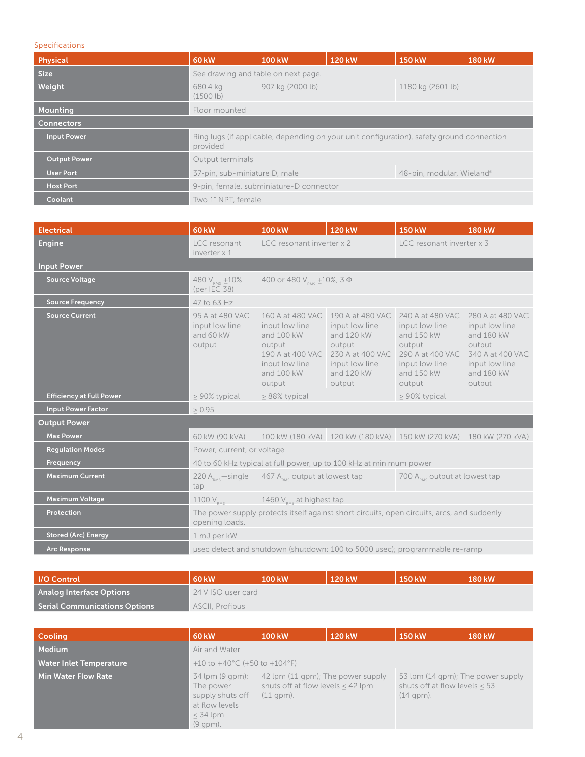Specifications

| Physical | 60 kW | 100 kW | 120 kW | 150 kW | 180 kW |
|---|---|---|---|---|---|
| Size | See drawing and table on next page. | | | | |
| Weight | 680.4 kg (1500 lb) | 907 kg (2000 lb) | | 1180 kg (2601 lb) | |
| Mounting | Floor mounted | | | | |
| **Connectors** | | | | | |
| Input Power | Ring lugs (if applicable, depending on your unit configuration), safety ground connection provided | | | | |
| Output Power | Output terminals | | | | |
| User Port | 37-pin, sub-miniature D, male | | | 48-pin, modular, Wieland® | |
| Host Port | 9-pin, female, subminiature-D connector | | | | |
| Coolant | Two 1" NPT, female | | | | |

| Electrical | 60 kW | 100 kW | 120 kW | 150 kW | 180 kW |
|---|---|---|---|---|---|
| Engine | LCC resonant inverter x 1 | LCC resonant inverter x 2 | | LCC resonant inverter x 3 | |
| **Input Power** | | | | | |
| Source Voltage | 480 $V_{RMS}$ ±10% (per IEC 38) | 400 or 480 $V_{RMS}$ ±10%, 3 Φ | | | |
| Source Frequency | 47 to 63 Hz | | | | |
| Source Current | 95 A at 480 VAC input low line and 60 kW output | 160 A at 480 VAC input low line and 100 kW output 190 A at 400 VAC input low line and 100 kW output | 190 A at 480 VAC input low line and 120 kW output 230 A at 400 VAC input low line and 120 kW output | 240 A at 480 VAC input low line and 150 kW output 290 A at 400 VAC input low line and 150 kW output | 280 A at 480 VAC input low line and 180 kW output 340 A at 400 VAC input low line and 180 kW output |
| Efficiency at Full Power | ≥ 90% typical | ≥ 88% typical | | ≥ 90% typical | |
| Input Power Factor | ≥ 0.95 | | | | |
| **Output Power** | | | | | |
| Max Power | 60 kW (90 kVA) | 100 kW (180 kVA) | 120 kW (180 kVA) | 150 kW (270 kVA) | 180 kW (270 kVA) |
| Regulation Modes | Power, current, or voltage | | | | |
| Frequency | 40 to 60 kHz typical at full power, up to 100 kHz at minimum power | | | | |
| Maximum Current | 220 $A_{RMS}$—single tap | 467 $A_{RMS}$ output at lowest tap | | 700 $A_{RMS}$ output at lowest tap | |
| Maximum Voltage | 1100 $V_{RMS}$ | 1460 $V_{RMS}$ at highest tap | | | |
| Protection | The power supply protects itself against short circuits, open circuits, arcs, and suddenly opening loads. | | | | |
| Stored (Arc) Energy | 1 mJ per kW | | | | |
| Arc Response | µsec detect and shutdown (shutdown: 100 to 5000 µsec); programmable re-ramp | | | | |

| I/O Control | 60 kW | 100 kW | 120 kW | 150 kW | 180 kW |
|---|---|---|---|---|---|
| Analog Interface Options | 24 V ISO user card | | | | |
| Serial Communications Options | ASCII, Profibus | | | | |

| Cooling | 60 kW | 100 kW | 120 kW | 150 kW | 180 kW |
|---|---|---|---|---|---|
| Medium | Air and Water | | | | |
| Water Inlet Temperature | +10 to +40°C (+50 to +104°F) | | | | |
| Min Water Flow Rate | 34 lpm (9 gpm); The power supply shuts off at flow levels ≤ 34 lpm (9 gpm). | 42 lpm (11 gpm); The power supply shuts off at flow levels ≤ 42 lpm (11 gpm). | | 53 lpm (14 gpm); The power supply shuts off at flow levels ≤ 53 (14 gpm). | |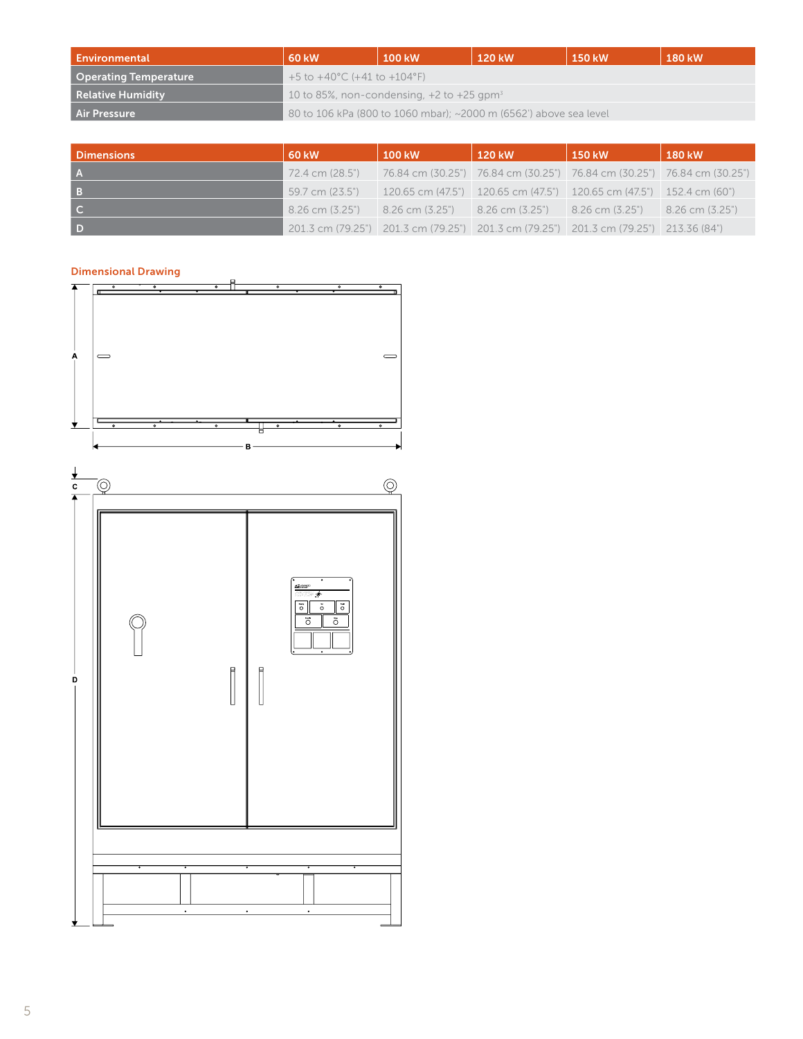| Environmental | 60 kW | 100 kW | 120 kW | 150 kW | 180 kW |
|---|---|---|---|---|---|
| Operating Temperature | +5 to +40°C (+41 to +104°F) | | | | |
| Relative Humidity | 10 to 85%, non-condensing, +2 to +25 gpm³ | | | | |
| Air Pressure | 80 to 106 kPa (800 to 1060 mbar); ~2000 m (6562') above sea level | | | | |

| Dimensions | 60 kW | 100 kW | 120 kW | 150 kW | 180 kW |
|---|---|---|---|---|---|
| A | 72.4 cm (28.5") | 76.84 cm (30.25") | 76.84 cm (30.25") | 76.84 cm (30.25") | 76.84 cm (30.25") |
| B | 59.7 cm (23.5") | 120.65 cm (47.5") | 120.65 cm (47.5") | 120.65 cm (47.5") | 152.4 cm (60") |
| C | 8.26 cm (3.25") | 8.26 cm (3.25") | 8.26 cm (3.25") | 8.26 cm (3.25") | 8.26 cm (3.25") |
| D | 201.3 cm (79.25") | 201.3 cm (79.25") | 201.3 cm (79.25") | 201.3 cm (79.25") | 213.36 (84") |

## Dimensional Drawing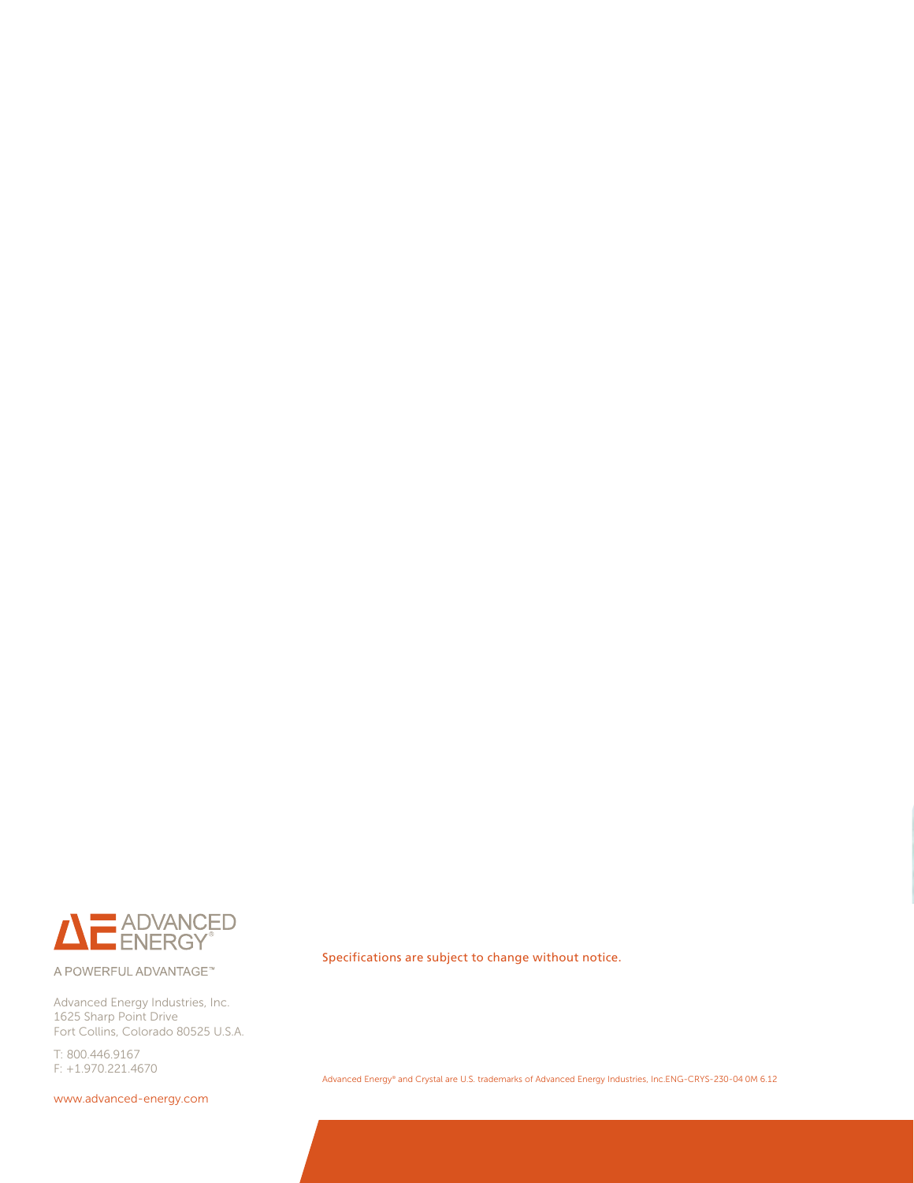ADVANCED ENERGY®

A POWERFUL ADVANTAGE™

Advanced Energy Industries, Inc.
1625 Sharp Point Drive
Fort Collins, Colorado 80525 U.S.A.

T: 800.446.9167
F: +1.970.221.4670

www.advanced-energy.com

Specifications are subject to change without notice.

Advanced Energy® and Crystal are U.S. trademarks of Advanced Energy Industries, Inc.ENG-CRYS-230-04 0M 6.12